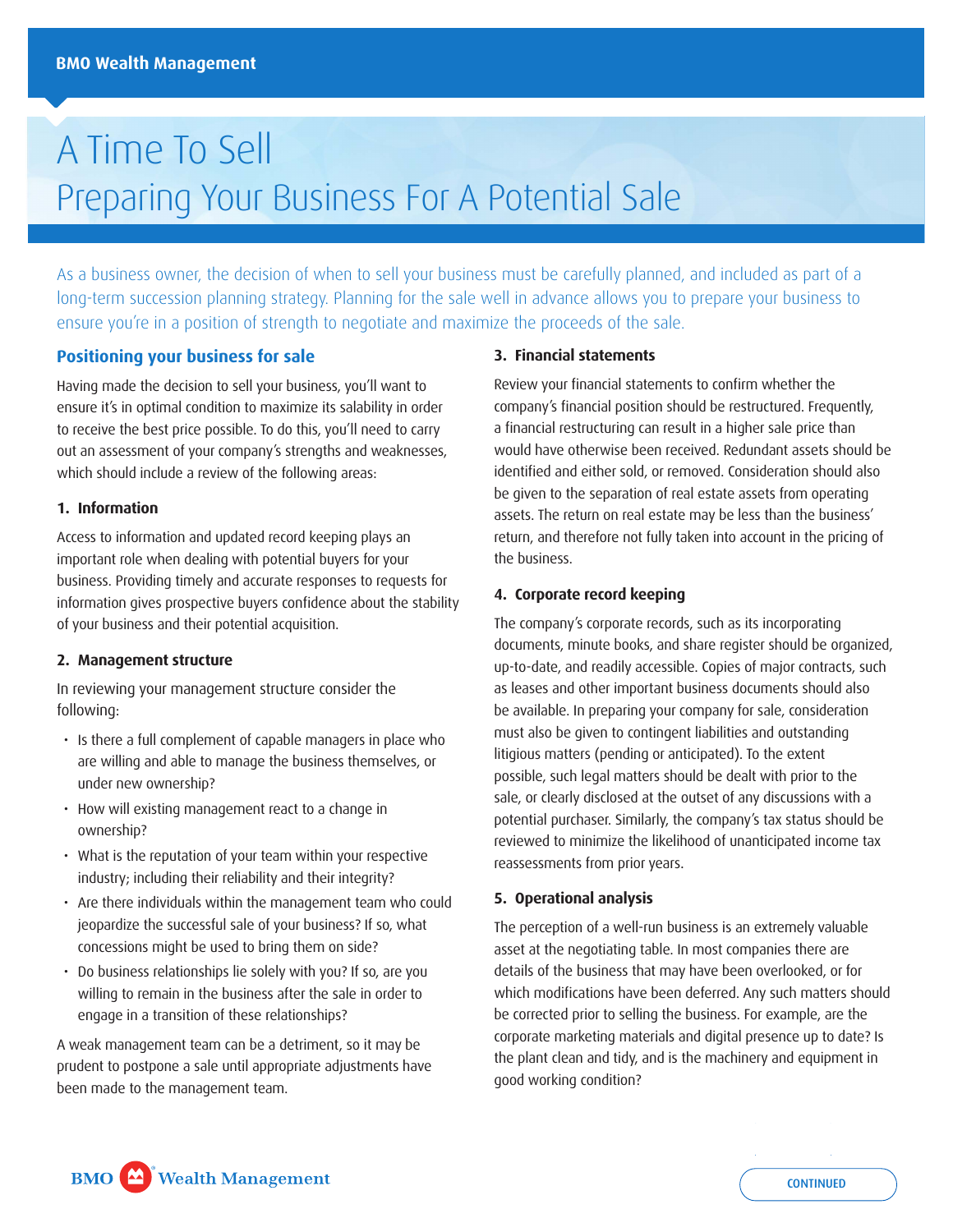# A Time To Sell
## Preparing Your Business For A Potential Sale

As a business owner, the decision of when to sell your business must be carefully planned, and included as part of a long-term succession planning strategy. Planning for the sale well in advance allows you to prepare your business to ensure you're in a position of strength to negotiate and maximize the proceeds of the sale.

### Positioning your business for sale

Having made the decision to sell your business, you'll want to ensure it's in optimal condition to maximize its salability in order to receive the best price possible. To do this, you'll need to carry out an assessment of your company's strengths and weaknesses, which should include a review of the following areas:

#### 1. Information

Access to information and updated record keeping plays an important role when dealing with potential buyers for your business. Providing timely and accurate responses to requests for information gives prospective buyers confidence about the stability of your business and their potential acquisition.

#### 2. Management structure

In reviewing your management structure consider the following:

- Is there a full complement of capable managers in place who are willing and able to manage the business themselves, or under new ownership?
- How will existing management react to a change in ownership?
- What is the reputation of your team within your respective industry; including their reliability and their integrity?
- Are there individuals within the management team who could jeopardize the successful sale of your business? If so, what concessions might be used to bring them on side?
- Do business relationships lie solely with you? If so, are you willing to remain in the business after the sale in order to engage in a transition of these relationships?

A weak management team can be a detriment, so it may be prudent to postpone a sale until appropriate adjustments have been made to the management team.

#### 3. Financial statements

Review your financial statements to confirm whether the company's financial position should be restructured. Frequently, a financial restructuring can result in a higher sale price than would have otherwise been received. Redundant assets should be identified and either sold, or removed. Consideration should also be given to the separation of real estate assets from operating assets. The return on real estate may be less than the business' return, and therefore not fully taken into account in the pricing of the business.

#### 4. Corporate record keeping

The company's corporate records, such as its incorporating documents, minute books, and share register should be organized, up-to-date, and readily accessible. Copies of major contracts, such as leases and other important business documents should also be available. In preparing your company for sale, consideration must also be given to contingent liabilities and outstanding litigious matters (pending or anticipated). To the extent possible, such legal matters should be dealt with prior to the sale, or clearly disclosed at the outset of any discussions with a potential purchaser. Similarly, the company's tax status should be reviewed to minimize the likelihood of unanticipated income tax reassessments from prior years.

#### 5. Operational analysis

The perception of a well-run business is an extremely valuable asset at the negotiating table. In most companies there are details of the business that may have been overlooked, or for which modifications have been deferred. Any such matters should be corrected prior to selling the business. For example, are the corporate marketing materials and digital presence up to date? Is the plant clean and tidy, and is the machinery and equipment in good working condition?

CONTINUED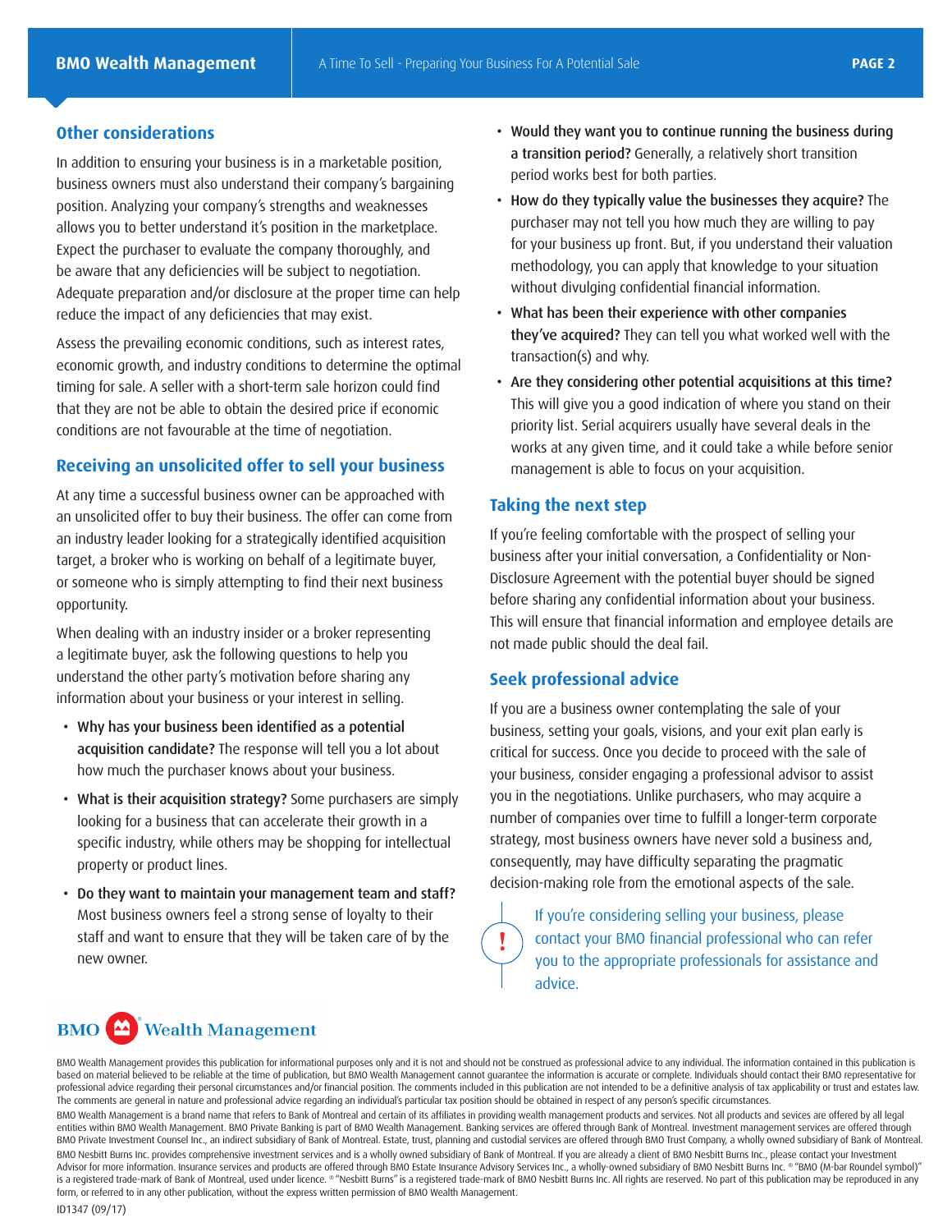## Other considerations

In addition to ensuring your business is in a marketable position, business owners must also understand their company's bargaining position. Analyzing your company's strengths and weaknesses allows you to better understand it's position in the marketplace. Expect the purchaser to evaluate the company thoroughly, and be aware that any deficiencies will be subject to negotiation. Adequate preparation and/or disclosure at the proper time can help reduce the impact of any deficiencies that may exist.

Assess the prevailing economic conditions, such as interest rates, economic growth, and industry conditions to determine the optimal timing for sale. A seller with a short-term sale horizon could find that they are not be able to obtain the desired price if economic conditions are not favourable at the time of negotiation.

## Receiving an unsolicited offer to sell your business

At any time a successful business owner can be approached with an unsolicited offer to buy their business. The offer can come from an industry leader looking for a strategically identified acquisition target, a broker who is working on behalf of a legitimate buyer, or someone who is simply attempting to find their next business opportunity.

When dealing with an industry insider or a broker representing a legitimate buyer, ask the following questions to help you understand the other party's motivation before sharing any information about your business or your interest in selling.

- **Why has your business been identified as a potential acquisition candidate?** The response will tell you a lot about how much the purchaser knows about your business.
- **What is their acquisition strategy?** Some purchasers are simply looking for a business that can accelerate their growth in a specific industry, while others may be shopping for intellectual property or product lines.
- **Do they want to maintain your management team and staff?** Most business owners feel a strong sense of loyalty to their staff and want to ensure that they will be taken care of by the new owner.
- **Would they want you to continue running the business during a transition period?** Generally, a relatively short transition period works best for both parties.
- **How do they typically value the businesses they acquire?** The purchaser may not tell you how much they are willing to pay for your business up front. But, if you understand their valuation methodology, you can apply that knowledge to your situation without divulging confidential financial information.
- **What has been their experience with other companies they've acquired?** They can tell you what worked well with the transaction(s) and why.
- **Are they considering other potential acquisitions at this time?** This will give you a good indication of where you stand on their priority list. Serial acquirers usually have several deals in the works at any given time, and it could take a while before senior management is able to focus on your acquisition.

## Taking the next step

If you're feeling comfortable with the prospect of selling your business after your initial conversation, a Confidentiality or Non-Disclosure Agreement with the potential buyer should be signed before sharing any confidential information about your business. This will ensure that financial information and employee details are not made public should the deal fail.

## Seek professional advice

If you are a business owner contemplating the sale of your business, setting your goals, visions, and your exit plan early is critical for success. Once you decide to proceed with the sale of your business, consider engaging a professional advisor to assist you in the negotiations. Unlike purchasers, who may acquire a number of companies over time to fulfill a longer-term corporate strategy, most business owners have never sold a business and, consequently, may have difficulty separating the pragmatic decision-making role from the emotional aspects of the sale.

If you're considering selling your business, please contact your BMO financial professional who can refer you to the appropriate professionals for assistance and advice.

BMO Wealth Management

BMO Wealth Management provides this publication for informational purposes only and it is not and should not be construed as professional advice to any individual. The information contained in this publication is based on material believed to be reliable at the time of publication, but BMO Wealth Management cannot guarantee the information is accurate or complete. Individuals should contact their BMO representative for professional advice regarding their personal circumstances and/or financial position. The comments included in this publication are not intended to be a definitive analysis of tax applicability or trust and estates law. The comments are general in nature and professional advice regarding an individual's particular tax position should be obtained in respect of any person's specific circumstances.

BMO Wealth Management is a brand name that refers to Bank of Montreal and certain of its affiliates in providing wealth management products and services. Not all products and sevices are offered by all legal entities within BMO Wealth Management. BMO Private Banking is part of BMO Wealth Management. Banking services are offered through Bank of Montreal. Investment management services are offered through BMO Private Investment Counsel Inc., an indirect subsidiary of Bank of Montreal. Estate, trust, planning and custodial services are offered through BMO Trust Company, a wholly owned subsidiary of Bank of Montreal. BMO Nesbitt Burns Inc. provides comprehensive investment services and is a wholly owned subsidiary of Bank of Montreal. If you are already a client of BMO Nesbitt Burns Inc., please contact your Investment Advisor for more information. Insurance services and products are offered through BMO Estate Insurance Advisory Services Inc., a wholly-owned subsidiary of BMO Nesbitt Burns Inc. ® "BMO (M-bar Roundel symbol)" is a registered trade-mark of Bank of Montreal, used under licence. ® "Nesbitt Burns" is a registered trade-mark of BMO Nesbitt Burns Inc. All rights are reserved. No part of this publication may be reproduced in any form, or referred to in any other publication, without the express written permission of BMO Wealth Management.

ID1347 (09/17)